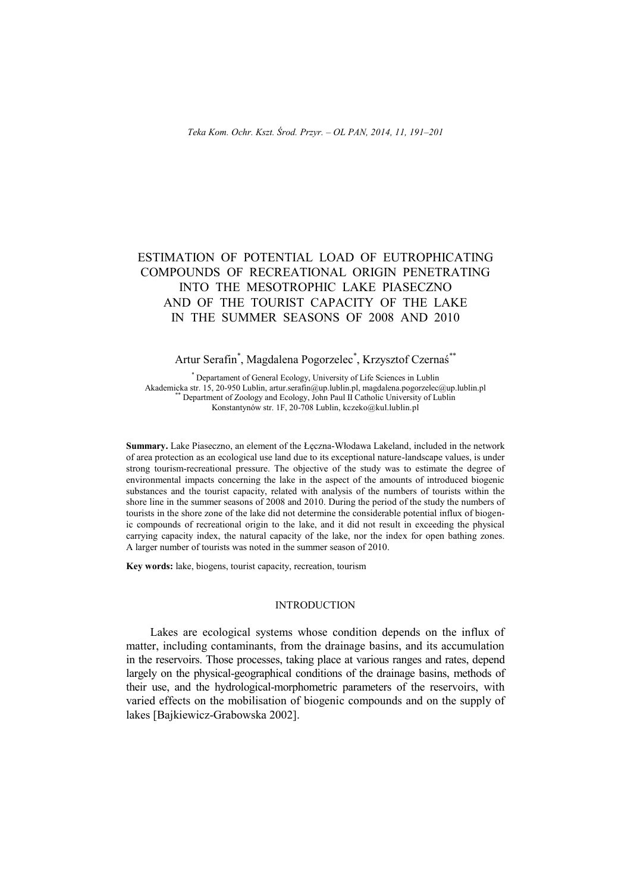# ESTIMATION OF POTENTIAL LOAD OF EUTROPHICATING COMPOUNDS OF RECREATIONAL ORIGIN PENETRATING INTO THE MESOTROPHIC LAKE PIASECZNO AND OF THE TOURIST CAPACITY OF THE LAKE IN THE SUMMER SEASONS OF 2008 AND 2010

Artur Serafin[*], Magdalena Pogorzelec[*], Krzysztof Czernaś[**]

[*] Departament of General Ecology, University of Life Sciences in Lublin
Akademicka str. 15, 20-950 Lublin, artur.serafin@up.lublin.pl, magdalena.pogorzelec@up.lublin.pl
[**] Department of Zoology and Ecology, John Paul II Catholic University of Lublin
Konstantynów str. 1F, 20-708 Lublin, kczeko@kul.lublin.pl

**Summary.** Lake Piaseczno, an element of the Łęczna-Włodawa Lakeland, included in the network of area protection as an ecological use land due to its exceptional nature-landscape values, is under strong tourism-recreational pressure. The objective of the study was to estimate the degree of environmental impacts concerning the lake in the aspect of the amounts of introduced biogenic substances and the tourist capacity, related with analysis of the numbers of tourists within the shore line in the summer seasons of 2008 and 2010. During the period of the study the numbers of tourists in the shore zone of the lake did not determine the considerable potential influx of biogenic compounds of recreational origin to the lake, and it did not result in exceeding the physical carrying capacity index, the natural capacity of the lake, nor the index for open bathing zones. A larger number of tourists was noted in the summer season of 2010.

**Key words:** lake, biogens, tourist capacity, recreation, tourism

## INTRODUCTION

Lakes are ecological systems whose condition depends on the influx of matter, including contaminants, from the drainage basins, and its accumulation in the reservoirs. Those processes, taking place at various ranges and rates, depend largely on the physical-geographical conditions of the drainage basins, methods of their use, and the hydrological-morphometric parameters of the reservoirs, with varied effects on the mobilisation of biogenic compounds and on the supply of lakes [Bajkiewicz-Grabowska 2002].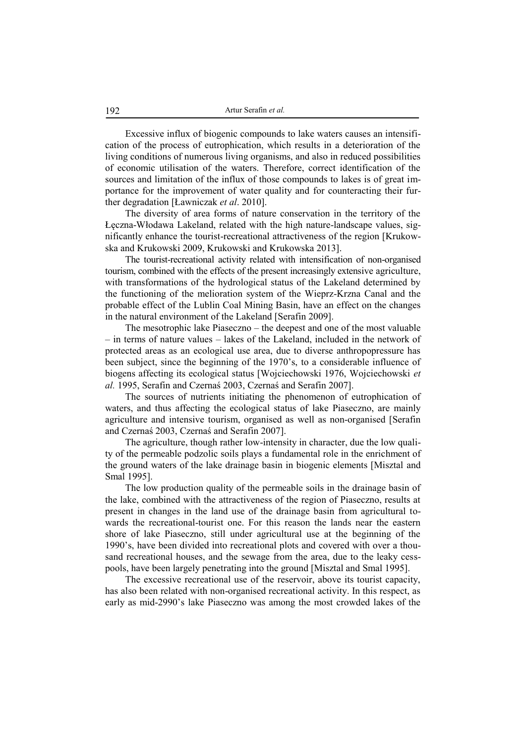Excessive influx of biogenic compounds to lake waters causes an intensification of the process of eutrophication, which results in a deterioration of the living conditions of numerous living organisms, and also in reduced possibilities of economic utilisation of the waters. Therefore, correct identification of the sources and limitation of the influx of those compounds to lakes is of great importance for the improvement of water quality and for counteracting their further degradation [Ławniczak *et al*. 2010].

The diversity of area forms of nature conservation in the territory of the Łęczna-Włodawa Lakeland, related with the high nature-landscape values, significantly enhance the tourist-recreational attractiveness of the region [Krukowska and Krukowski 2009, Krukowski and Krukowska 2013].

The tourist-recreational activity related with intensification of non-organised tourism, combined with the effects of the present increasingly extensive agriculture, with transformations of the hydrological status of the Lakeland determined by the functioning of the melioration system of the Wieprz-Krzna Canal and the probable effect of the Lublin Coal Mining Basin, have an effect on the changes in the natural environment of the Lakeland [Serafin 2009].

The mesotrophic lake Piaseczno – the deepest and one of the most valuable – in terms of nature values – lakes of the Lakeland, included in the network of protected areas as an ecological use area, due to diverse anthropopressure has been subject, since the beginning of the 1970's, to a considerable influence of biogens affecting its ecological status [Wojciechowski 1976, Wojciechowski *et al.* 1995, Serafin and Czernaś 2003, Czernaś and Serafin 2007].

The sources of nutrients initiating the phenomenon of eutrophication of waters, and thus affecting the ecological status of lake Piaseczno, are mainly agriculture and intensive tourism, organised as well as non-organised [Serafin and Czernaś 2003, Czernaś and Serafin 2007].

The agriculture, though rather low-intensity in character, due the low quality of the permeable podzolic soils plays a fundamental role in the enrichment of the ground waters of the lake drainage basin in biogenic elements [Misztal and Smal 1995].

The low production quality of the permeable soils in the drainage basin of the lake, combined with the attractiveness of the region of Piaseczno, results at present in changes in the land use of the drainage basin from agricultural towards the recreational-tourist one. For this reason the lands near the eastern shore of lake Piaseczno, still under agricultural use at the beginning of the 1990's, have been divided into recreational plots and covered with over a thousand recreational houses, and the sewage from the area, due to the leaky cesspools, have been largely penetrating into the ground [Misztal and Smal 1995].

The excessive recreational use of the reservoir, above its tourist capacity, has also been related with non-organised recreational activity. In this respect, as early as mid-2990's lake Piaseczno was among the most crowded lakes of the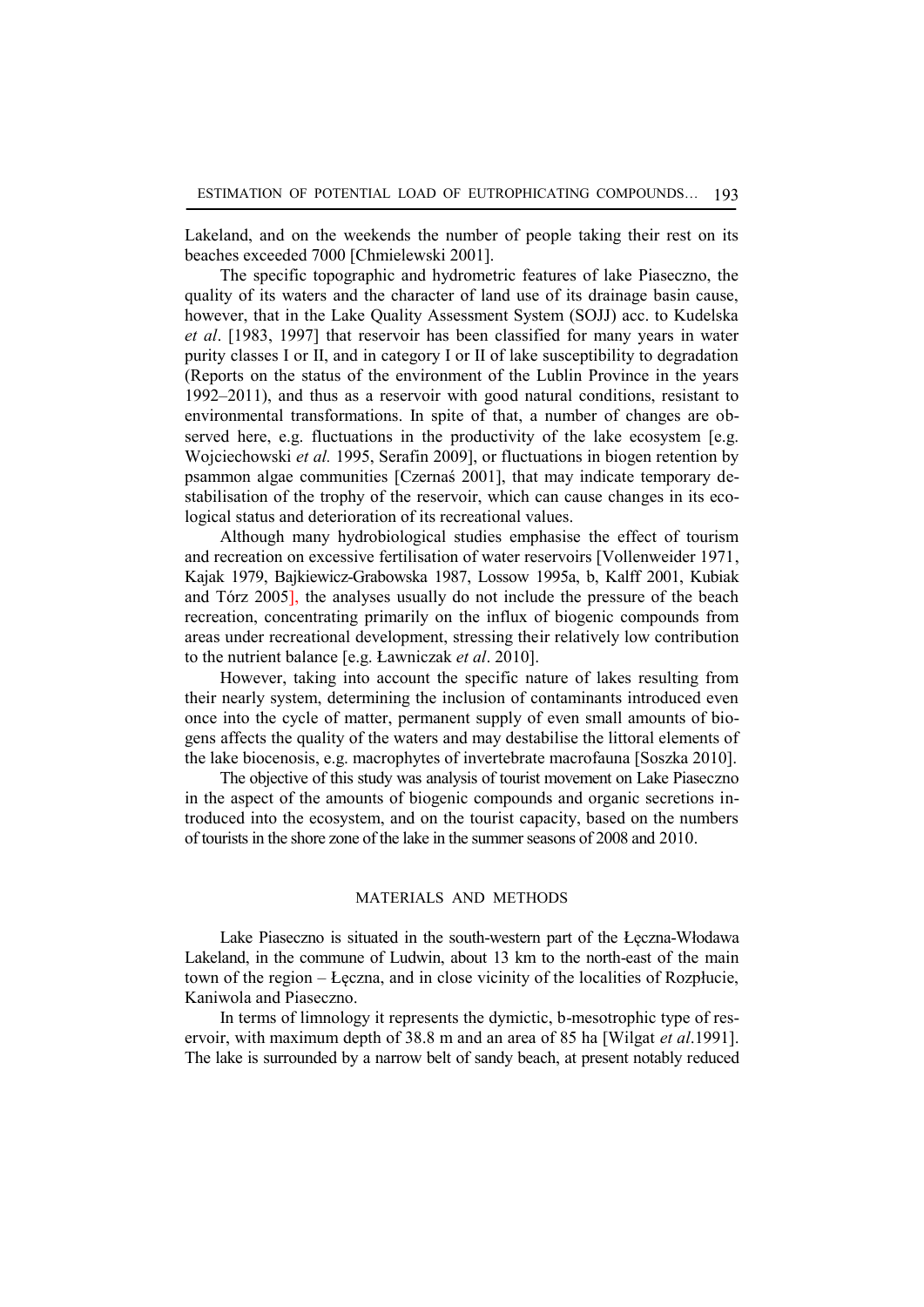Lakeland, and on the weekends the number of people taking their rest on its beaches exceeded 7000 [Chmielewski 2001].

The specific topographic and hydrometric features of lake Piaseczno, the quality of its waters and the character of land use of its drainage basin cause, however, that in the Lake Quality Assessment System (SOJJ) acc. to Kudelska *et al*. [1983, 1997] that reservoir has been classified for many years in water purity classes I or II, and in category I or II of lake susceptibility to degradation (Reports on the status of the environment of the Lublin Province in the years 1992–2011), and thus as a reservoir with good natural conditions, resistant to environmental transformations. In spite of that, a number of changes are observed here, e.g. fluctuations in the productivity of the lake ecosystem [e.g. Wojciechowski *et al.* 1995, Serafin 2009], or fluctuations in biogen retention by psammon algae communities [Czernaś 2001], that may indicate temporary destabilisation of the trophy of the reservoir, which can cause changes in its ecological status and deterioration of its recreational values.

Although many hydrobiological studies emphasise the effect of tourism and recreation on excessive fertilisation of water reservoirs [Vollenweider 1971, Kajak 1979, Bajkiewicz-Grabowska 1987, Lossow 1995a, b, Kalff 2001, Kubiak and Tórz 2005], the analyses usually do not include the pressure of the beach recreation, concentrating primarily on the influx of biogenic compounds from areas under recreational development, stressing their relatively low contribution to the nutrient balance [e.g. Ławniczak *et al*. 2010].

However, taking into account the specific nature of lakes resulting from their nearly system, determining the inclusion of contaminants introduced even once into the cycle of matter, permanent supply of even small amounts of biogens affects the quality of the waters and may destabilise the littoral elements of the lake biocenosis, e.g. macrophytes of invertebrate macrofauna [Soszka 2010].

The objective of this study was analysis of tourist movement on Lake Piaseczno in the aspect of the amounts of biogenic compounds and organic secretions introduced into the ecosystem, and on the tourist capacity, based on the numbers of tourists in the shore zone of the lake in the summer seasons of 2008 and 2010.

## MATERIALS AND METHODS

Lake Piaseczno is situated in the south-western part of the Łęczna-Włodawa Lakeland, in the commune of Ludwin, about 13 km to the north-east of the main town of the region – Łęczna, and in close vicinity of the localities of Rozpłucie, Kaniwola and Piaseczno.

In terms of limnology it represents the dymictic, b-mesotrophic type of reservoir, with maximum depth of 38.8 m and an area of 85 ha [Wilgat *et al*.1991]. The lake is surrounded by a narrow belt of sandy beach, at present notably reduced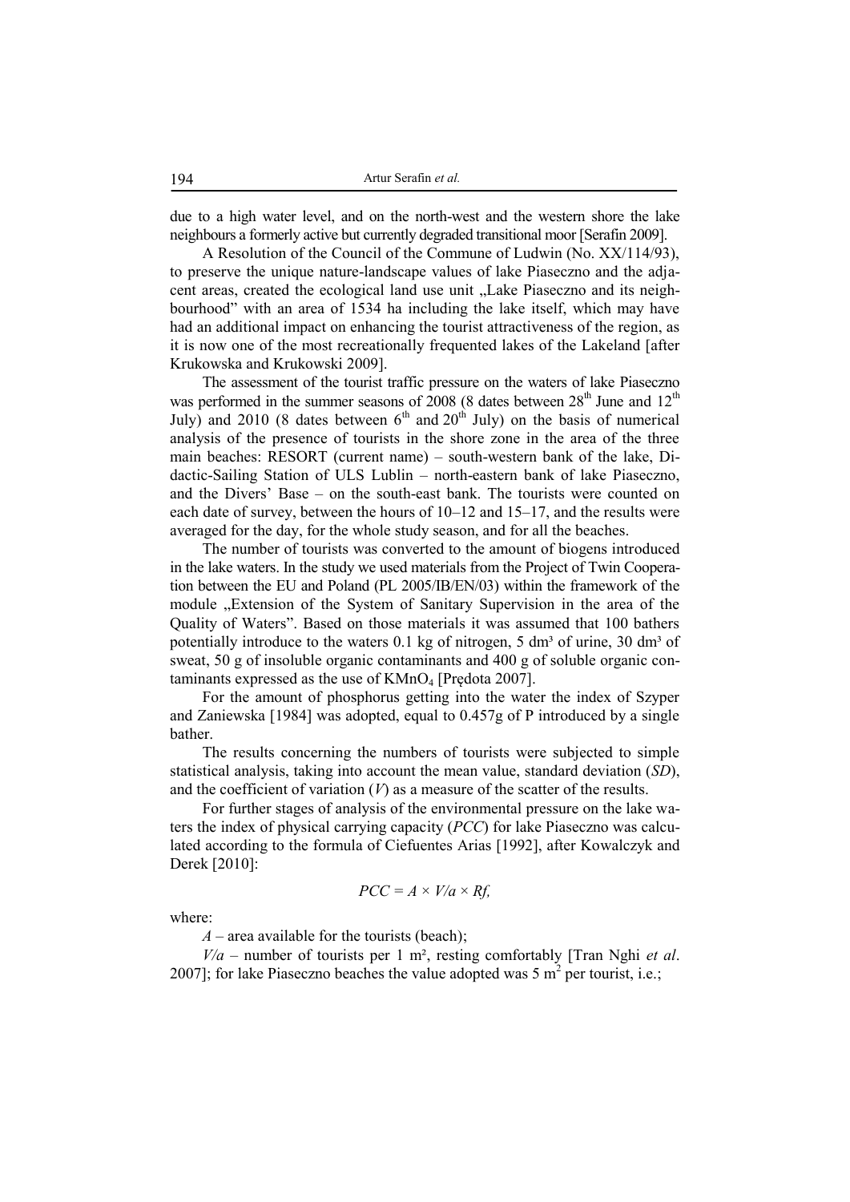due to a high water level, and on the north-west and the western shore the lake neighbours a formerly active but currently degraded transitional moor [Serafin 2009].

A Resolution of the Council of the Commune of Ludwin (No. XX/114/93), to preserve the unique nature-landscape values of lake Piaseczno and the adjacent areas, created the ecological land use unit „Lake Piaseczno and its neighbourhood" with an area of 1534 ha including the lake itself, which may have had an additional impact on enhancing the tourist attractiveness of the region, as it is now one of the most recreationally frequented lakes of the Lakeland [after Krukowska and Krukowski 2009].

The assessment of the tourist traffic pressure on the waters of lake Piaseczno was performed in the summer seasons of 2008 (8 dates between 28$^{th}$ June and 12$^{th}$ July) and 2010 (8 dates between 6$^{th}$ and 20$^{th}$ July) on the basis of numerical analysis of the presence of tourists in the shore zone in the area of the three main beaches: RESORT (current name) – south-western bank of the lake, Didactic-Sailing Station of ULS Lublin – north-eastern bank of lake Piaseczno, and the Divers' Base – on the south-east bank. The tourists were counted on each date of survey, between the hours of 10–12 and 15–17, and the results were averaged for the day, for the whole study season, and for all the beaches.

The number of tourists was converted to the amount of biogens introduced in the lake waters. In the study we used materials from the Project of Twin Cooperation between the EU and Poland (PL 2005/IB/EN/03) within the framework of the module „Extension of the System of Sanitary Supervision in the area of the Quality of Waters". Based on those materials it was assumed that 100 bathers potentially introduce to the waters 0.1 kg of nitrogen, 5 dm³ of urine, 30 dm³ of sweat, 50 g of insoluble organic contaminants and 400 g of soluble organic contaminants expressed as the use of $KMnO_4$ [Prędota 2007].

For the amount of phosphorus getting into the water the index of Szyper and Zaniewska [1984] was adopted, equal to 0.457g of P introduced by a single bather.

The results concerning the numbers of tourists were subjected to simple statistical analysis, taking into account the mean value, standard deviation (*SD*), and the coefficient of variation (*V*) as a measure of the scatter of the results.

For further stages of analysis of the environmental pressure on the lake waters the index of physical carrying capacity (*PCC*) for lake Piaseczno was calculated according to the formula of Ciefuentes Arias [1992], after Kowalczyk and Derek [2010]:

$$PCC = A \times V/a \times Rf,$$

where:

$A$ – area available for the tourists (beach);

$V/a$ – number of tourists per 1 m², resting comfortably [Tran Nghi *et al*. 2007]; for lake Piaseczno beaches the value adopted was 5 m$^2$ per tourist, i.e.;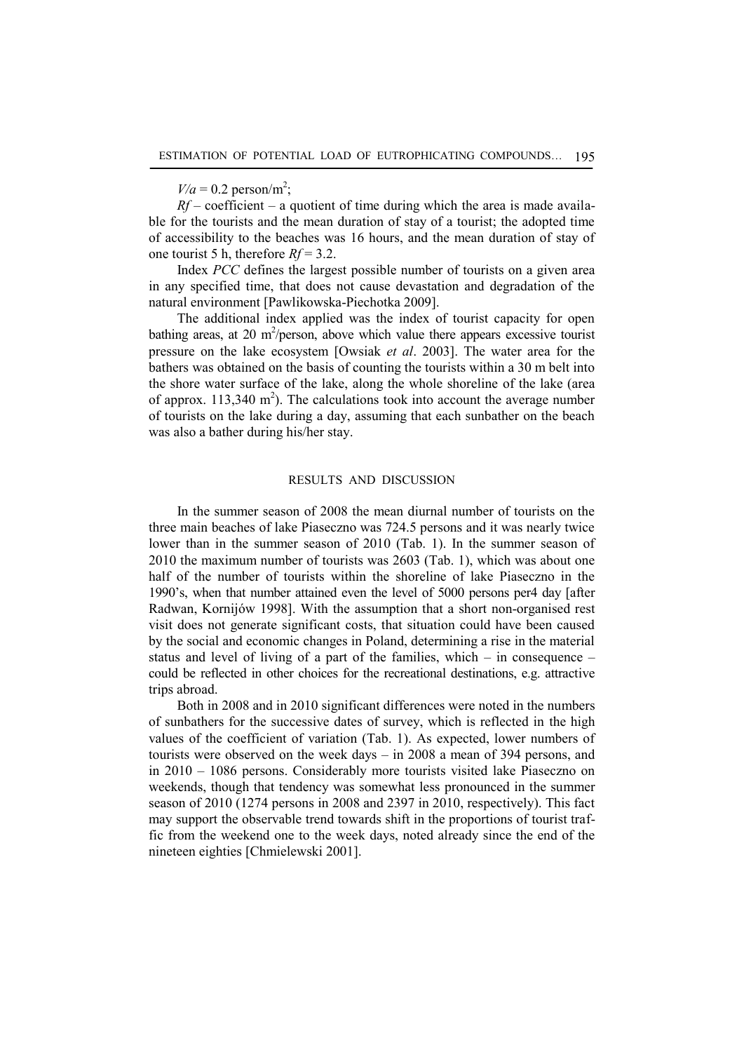$V/a = 0.2$ person/m$^2$;

$Rf$ – coefficient – a quotient of time during which the area is made available for the tourists and the mean duration of stay of a tourist; the adopted time of accessibility to the beaches was 16 hours, and the mean duration of stay of one tourist 5 h, therefore $Rf = 3.2$.

Index *PCC* defines the largest possible number of tourists on a given area in any specified time, that does not cause devastation and degradation of the natural environment [Pawlikowska-Piechotka 2009].

The additional index applied was the index of tourist capacity for open bathing areas, at 20 m$^2$/person, above which value there appears excessive tourist pressure on the lake ecosystem [Owsiak *et al*. 2003]. The water area for the bathers was obtained on the basis of counting the tourists within a 30 m belt into the shore water surface of the lake, along the whole shoreline of the lake (area of approx. 113,340 m$^2$). The calculations took into account the average number of tourists on the lake during a day, assuming that each sunbather on the beach was also a bather during his/her stay.

## RESULTS AND DISCUSSION

In the summer season of 2008 the mean diurnal number of tourists on the three main beaches of lake Piaseczno was 724.5 persons and it was nearly twice lower than in the summer season of 2010 (Tab. 1). In the summer season of 2010 the maximum number of tourists was 2603 (Tab. 1), which was about one half of the number of tourists within the shoreline of lake Piaseczno in the 1990's, when that number attained even the level of 5000 persons per4 day [after Radwan, Kornijów 1998]. With the assumption that a short non-organised rest visit does not generate significant costs, that situation could have been caused by the social and economic changes in Poland, determining a rise in the material status and level of living of a part of the families, which – in consequence – could be reflected in other choices for the recreational destinations, e.g. attractive trips abroad.

Both in 2008 and in 2010 significant differences were noted in the numbers of sunbathers for the successive dates of survey, which is reflected in the high values of the coefficient of variation (Tab. 1). As expected, lower numbers of tourists were observed on the week days – in 2008 a mean of 394 persons, and in 2010 – 1086 persons. Considerably more tourists visited lake Piaseczno on weekends, though that tendency was somewhat less pronounced in the summer season of 2010 (1274 persons in 2008 and 2397 in 2010, respectively). This fact may support the observable trend towards shift in the proportions of tourist traffic from the weekend one to the week days, noted already since the end of the nineteen eighties [Chmielewski 2001].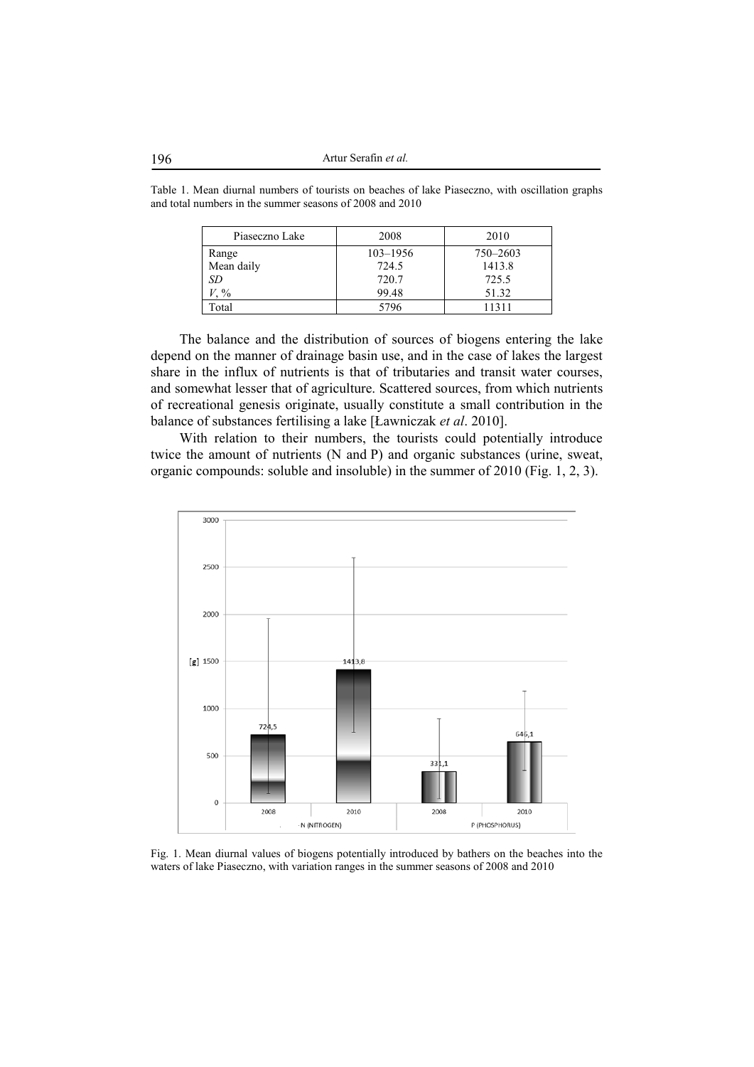Table 1. Mean diurnal numbers of tourists on beaches of lake Piaseczno, with oscillation graphs and total numbers in the summer seasons of 2008 and 2010

| Piaseczno Lake | 2008 | 2010 |
|---|---|---|
| Range | 103–1956 | 750–2603 |
| Mean daily | 724.5 | 1413.8 |
| *SD* | 720.7 | 725.5 |
| *V*, % | 99.48 | 51.32 |
| Total | 5796 | 11311 |

The balance and the distribution of sources of biogens entering the lake depend on the manner of drainage basin use, and in the case of lakes the largest share in the influx of nutrients is that of tributaries and transit water courses, and somewhat lesser that of agriculture. Scattered sources, from which nutrients of recreational genesis originate, usually constitute a small contribution in the balance of substances fertilising a lake [Ławniczak *et al*. 2010].

With relation to their numbers, the tourists could potentially introduce twice the amount of nutrients (N and P) and organic substances (urine, sweat, organic compounds: soluble and insoluble) in the summer of 2010 (Fig. 1, 2, 3).

Fig. 1. Mean diurnal values of biogens potentially introduced by bathers on the beaches into the waters of lake Piaseczno, with variation ranges in the summer seasons of 2008 and 2010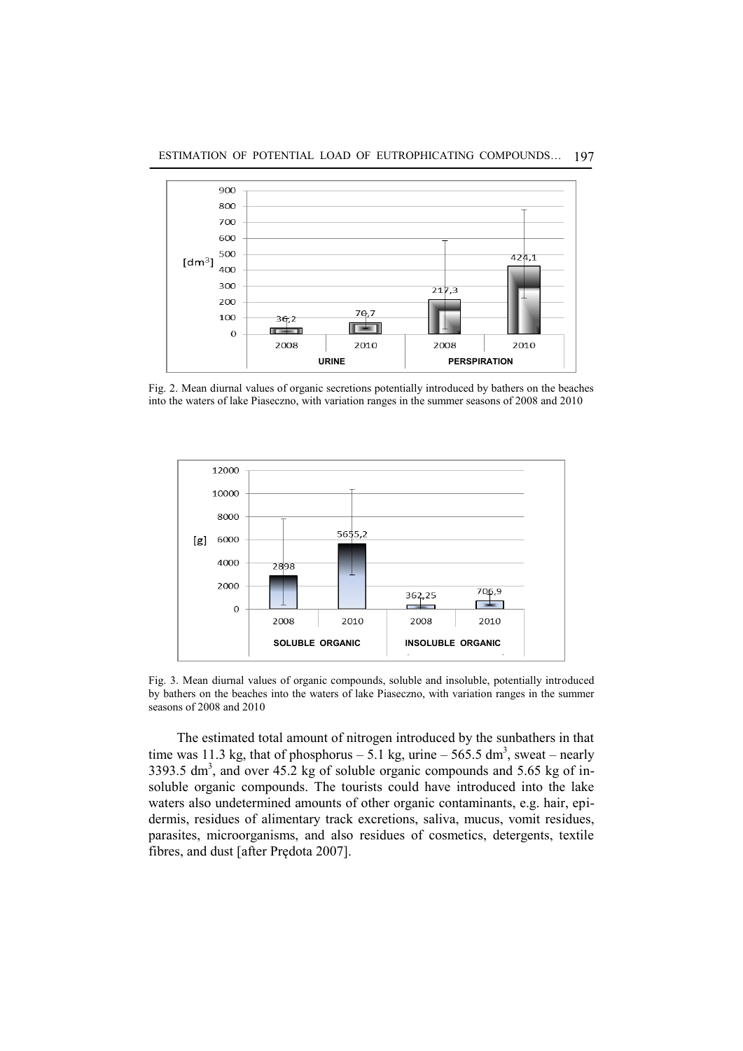Fig. 2. Mean diurnal values of organic secretions potentially introduced by bathers on the beaches into the waters of lake Piaseczno, with variation ranges in the summer seasons of 2008 and 2010

Fig. 3. Mean diurnal values of organic compounds, soluble and insoluble, potentially introduced by bathers on the beaches into the waters of lake Piaseczno, with variation ranges in the summer seasons of 2008 and 2010

The estimated total amount of nitrogen introduced by the sunbathers in that time was 11.3 kg, that of phosphorus – 5.1 kg, urine – 565.5 $dm^3$, sweat – nearly 3393.5 $dm^3$, and over 45.2 kg of soluble organic compounds and 5.65 kg of insoluble organic compounds. The tourists could have introduced into the lake waters also undetermined amounts of other organic contaminants, e.g. hair, epidermis, residues of alimentary track excretions, saliva, mucus, vomit residues, parasites, microorganisms, and also residues of cosmetics, detergents, textile fibres, and dust [after Prędota 2007].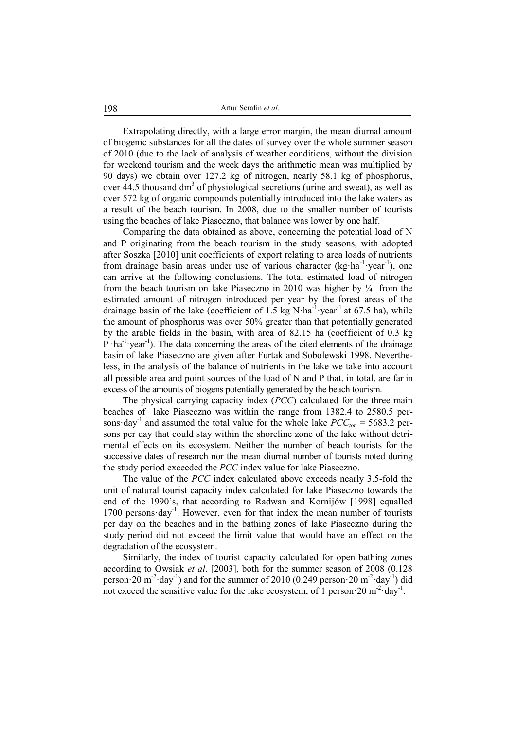Extrapolating directly, with a large error margin, the mean diurnal amount of biogenic substances for all the dates of survey over the whole summer season of 2010 (due to the lack of analysis of weather conditions, without the division for weekend tourism and the week days the arithmetic mean was multiplied by 90 days) we obtain over 127.2 kg of nitrogen, nearly 58.1 kg of phosphorus, over 44.5 thousand $dm^3$ of physiological secretions (urine and sweat), as well as over 572 kg of organic compounds potentially introduced into the lake waters as a result of the beach tourism. In 2008, due to the smaller number of tourists using the beaches of lake Piaseczno, that balance was lower by one half.

Comparing the data obtained as above, concerning the potential load of N and P originating from the beach tourism in the study seasons, with adopted after Soszka [2010] unit coefficients of export relating to area loads of nutrients from drainage basin areas under use of various character ($kg \cdot ha^{-1} \cdot year^{-1}$), one can arrive at the following conclusions. The total estimated load of nitrogen from the beach tourism on lake Piaseczno in 2010 was higher by ¼ from the estimated amount of nitrogen introduced per year by the forest areas of the drainage basin of the lake (coefficient of 1.5 $kg\ N \cdot ha^{-1} \cdot year^{-1}$ at 67.5 ha), while the amount of phosphorus was over 50% greater than that potentially generated by the arable fields in the basin, with area of 82.15 ha (coefficient of 0.3 $kg\ P \cdot ha^{-1} \cdot year^{-1}$). The data concerning the areas of the cited elements of the drainage basin of lake Piaseczno are given after Furtak and Sobolewski 1998. Nevertheless, in the analysis of the balance of nutrients in the lake we take into account all possible area and point sources of the load of N and P that, in total, are far in excess of the amounts of biogens potentially generated by the beach tourism.

The physical carrying capacity index (*PCC*) calculated for the three main beaches of lake Piaseczno was within the range from 1382.4 to 2580.5 $persons \cdot day^{-1}$ and assumed the total value for the whole lake $PCC_{tot.}$ = 5683.2 persons per day that could stay within the shoreline zone of the lake without detrimental effects on its ecosystem. Neither the number of beach tourists for the successive dates of research nor the mean diurnal number of tourists noted during the study period exceeded the *PCC* index value for lake Piaseczno.

The value of the *PCC* index calculated above exceeds nearly 3.5-fold the unit of natural tourist capacity index calculated for lake Piaseczno towards the end of the 1990's, that according to Radwan and Kornijów [1998] equalled 1700 $persons \cdot day^{-1}$. However, even for that index the mean number of tourists per day on the beaches and in the bathing zones of lake Piaseczno during the study period did not exceed the limit value that would have an effect on the degradation of the ecosystem.

Similarly, the index of tourist capacity calculated for open bathing zones according to Owsiak *et al*. [2003], both for the summer season of 2008 (0.128 $person \cdot 20\ m^{-2} \cdot day^{-1}$) and for the summer of 2010 (0.249 $person \cdot 20\ m^{-2} \cdot day^{-1}$) did not exceed the sensitive value for the lake ecosystem, of 1 $person \cdot 20\ m^{-2} \cdot day^{-1}$.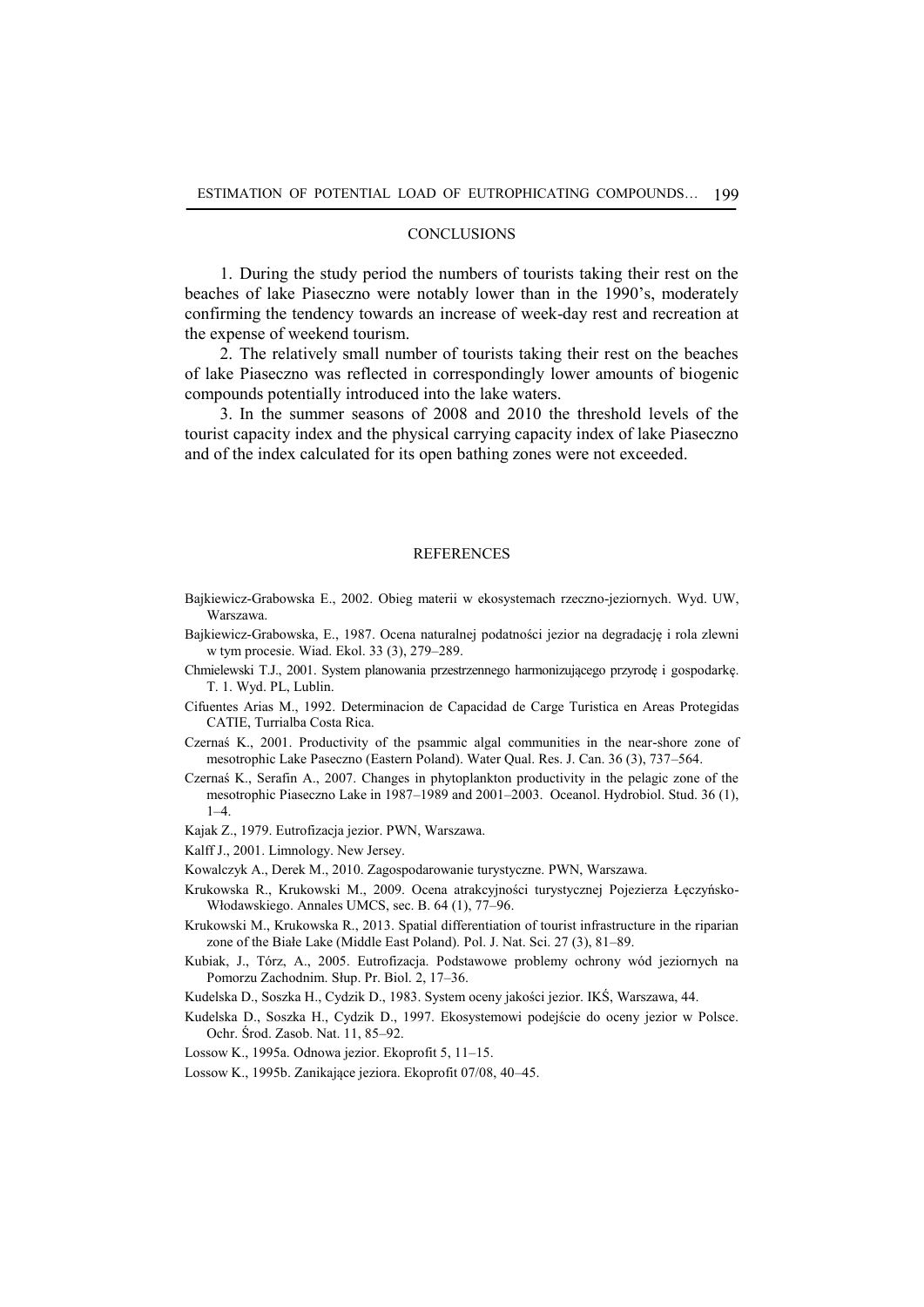## CONCLUSIONS

1. During the study period the numbers of tourists taking their rest on the beaches of lake Piaseczno were notably lower than in the 1990's, moderately confirming the tendency towards an increase of week-day rest and recreation at the expense of weekend tourism.

2. The relatively small number of tourists taking their rest on the beaches of lake Piaseczno was reflected in correspondingly lower amounts of biogenic compounds potentially introduced into the lake waters.

3. In the summer seasons of 2008 and 2010 the threshold levels of the tourist capacity index and the physical carrying capacity index of lake Piaseczno and of the index calculated for its open bathing zones were not exceeded.

## REFERENCES

Bajkiewicz-Grabowska E., 2002. Obieg materii w ekosystemach rzeczno-jeziornych. Wyd. UW, Warszawa.

Bajkiewicz-Grabowska, E., 1987. Ocena naturalnej podatności jezior na degradację i rola zlewni w tym procesie. Wiad. Ekol. 33 (3), 279–289.

Chmielewski T.J., 2001. System planowania przestrzennego harmonizującego przyrodę i gospodarkę. T. 1. Wyd. PL, Lublin.

Cifuentes Arias M., 1992. Determinacion de Capacidad de Carge Turistica en Areas Protegidas CATIE, Turrialba Costa Rica.

Czernaś K., 2001. Productivity of the psammic algal communities in the near-shore zone of mesotrophic Lake Paseczno (Eastern Poland). Water Qual. Res. J. Can. 36 (3), 737–564.

Czernaś K., Serafin A., 2007. Changes in phytoplankton productivity in the pelagic zone of the mesotrophic Piaseczno Lake in 1987–1989 and 2001–2003. Oceanol. Hydrobiol. Stud. 36 (1), 1–4.

Kajak Z., 1979. Eutrofizacja jezior. PWN, Warszawa.

Kalff J., 2001. Limnology. New Jersey.

Kowalczyk A., Derek M., 2010. Zagospodarowanie turystyczne. PWN, Warszawa.

Krukowska R., Krukowski M., 2009. Ocena atrakcyjności turystycznej Pojezierza Łęczyńsko-Włodawskiego. Annales UMCS, sec. B. 64 (1), 77–96.

Krukowski M., Krukowska R., 2013. Spatial differentiation of tourist infrastructure in the riparian zone of the Białe Lake (Middle East Poland). Pol. J. Nat. Sci. 27 (3), 81–89.

Kubiak, J., Tórz, A., 2005. Eutrofizacja. Podstawowe problemy ochrony wód jeziornych na Pomorzu Zachodnim. Słup. Pr. Biol. 2, 17–36.

Kudelska D., Soszka H., Cydzik D., 1983. System oceny jakości jezior. IKŚ, Warszawa, 44.

Kudelska D., Soszka H., Cydzik D., 1997. Ekosystemowi podejście do oceny jezior w Polsce. Ochr. Środ. Zasob. Nat. 11, 85–92.

Lossow K., 1995a. Odnowa jezior. Ekoprofit 5, 11–15.

Lossow K., 1995b. Zanikające jeziora. Ekoprofit 07/08, 40–45.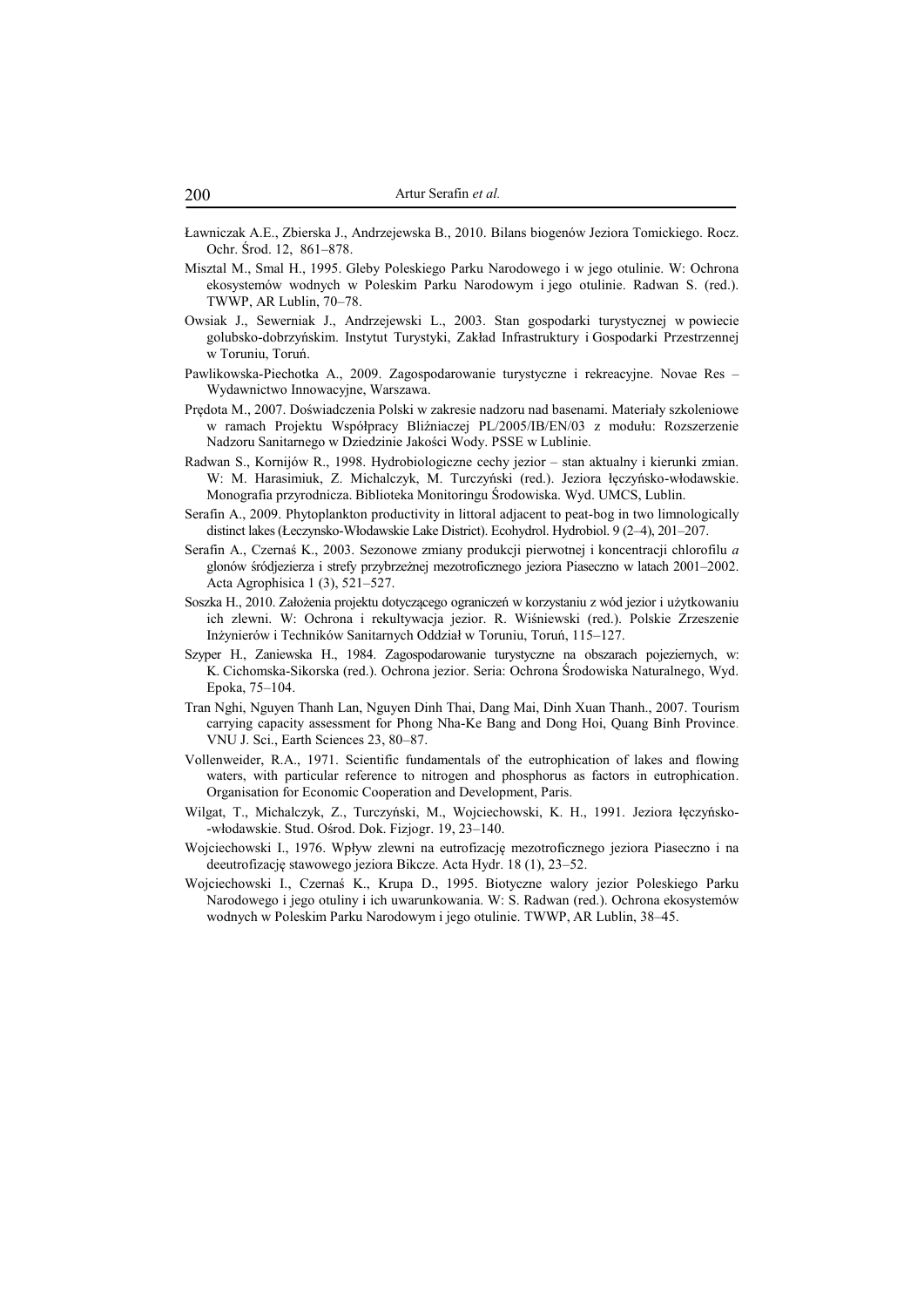Ławniczak A.E., Zbierska J., Andrzejewska B., 2010. Bilans biogenów Jeziora Tomickiego. Rocz. Ochr. Środ. 12, 861–878.

Misztal M., Smal H., 1995. Gleby Poleskiego Parku Narodowego i w jego otulinie. W: Ochrona ekosystemów wodnych w Poleskim Parku Narodowym i jego otulinie. Radwan S. (red.). TWWP, AR Lublin, 70–78.

Owsiak J., Sewerniak J., Andrzejewski L., 2003. Stan gospodarki turystycznej w powiecie golubsko-dobrzyńskim. Instytut Turystyki, Zakład Infrastruktury i Gospodarki Przestrzennej w Toruniu, Toruń.

Pawlikowska-Piechotka A., 2009. Zagospodarowanie turystyczne i rekreacyjne. Novae Res – Wydawnictwo Innowacyjne, Warszawa.

Prędota M., 2007. Doświadczenia Polski w zakresie nadzoru nad basenami. Materiały szkoleniowe w ramach Projektu Współpracy Bliźniaczej PL/2005/IB/EN/03 z modułu: Rozszerzenie Nadzoru Sanitarnego w Dziedzinie Jakości Wody. PSSE w Lublinie.

Radwan S., Kornijów R., 1998. Hydrobiologiczne cechy jezior – stan aktualny i kierunki zmian. W: M. Harasimiuk, Z. Michalczyk, M. Turczyński (red.). Jeziora łęczyńsko-włodawskie. Monografia przyrodnicza. Biblioteka Monitoringu Środowiska. Wyd. UMCS, Lublin.

Serafin A., 2009. Phytoplankton productivity in littoral adjacent to peat-bog in two limnologically distinct lakes (Łeczynsko-Włodawskie Lake District). Ecohydrol. Hydrobiol. 9 (2–4), 201–207.

Serafin A., Czernaś K., 2003. Sezonowe zmiany produkcji pierwotnej i koncentracji chlorofilu *a* glonów śródjezierza i strefy przybrzeżnej mezotroficznego jeziora Piaseczno w latach 2001–2002. Acta Agrophisica 1 (3), 521–527.

Soszka H., 2010. Założenia projektu dotyczącego ograniczeń w korzystaniu z wód jezior i użytkowaniu ich zlewni. W: Ochrona i rekultywacja jezior. R. Wiśniewski (red.). Polskie Zrzeszenie Inżynierów i Techników Sanitarnych Oddział w Toruniu, Toruń, 115–127.

Szyper H., Zaniewska H., 1984. Zagospodarowanie turystyczne na obszarach pojeziernych, w: K. Cichomska-Sikorska (red.). Ochrona jezior. Seria: Ochrona Środowiska Naturalnego, Wyd. Epoka, 75–104.

Tran Nghi, Nguyen Thanh Lan, Nguyen Dinh Thai, Dang Mai, Dinh Xuan Thanh., 2007. Tourism carrying capacity assessment for Phong Nha-Ke Bang and Dong Hoi, Quang Binh Province. VNU J. Sci., Earth Sciences 23, 80–87.

Vollenweider, R.A., 1971. Scientific fundamentals of the eutrophication of lakes and flowing waters, with particular reference to nitrogen and phosphorus as factors in eutrophication. Organisation for Economic Cooperation and Development, Paris.

Wilgat, T., Michalczyk, Z., Turczyński, M., Wojciechowski, K. H., 1991. Jeziora łęczyńsko-włodawskie. Stud. Ośrod. Dok. Fizjogr. 19, 23–140.

Wojciechowski I., 1976. Wpływ zlewni na eutrofizację mezotroficznego jeziora Piaseczno i na deeutrofizację stawowego jeziora Bikcze. Acta Hydr. 18 (1), 23–52.

Wojciechowski I., Czernaś K., Krupa D., 1995. Biotyczne walory jezior Poleskiego Parku Narodowego i jego otuliny i ich uwarunkowania. W: S. Radwan (red.). Ochrona ekosystemów wodnych w Poleskim Parku Narodowym i jego otulinie. TWWP, AR Lublin, 38–45.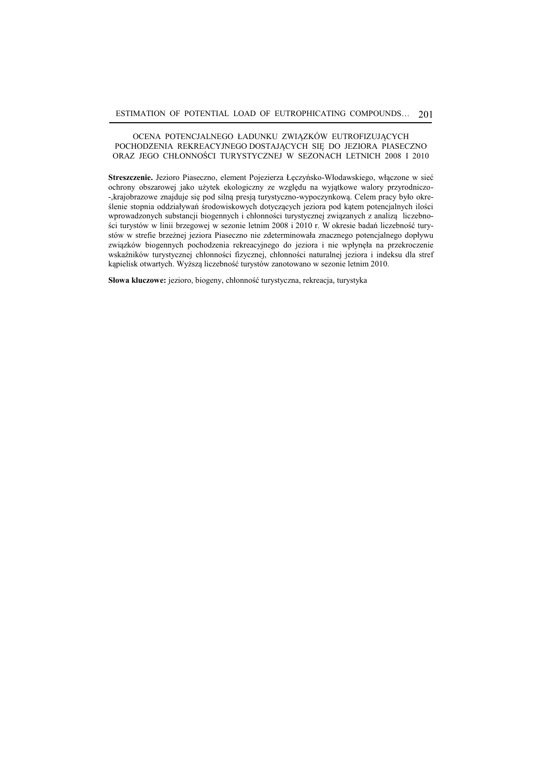## OCENA POTENCJALNEGO ŁADUNKU ZWIĄZKÓW EUTROFIZUJĄCYCH POCHODZENIA REKREACYJNEGO DOSTAJĄCYCH SIĘ DO JEZIORA PIASECZNO ORAZ JEGO CHŁONNOŚCI TURYSTYCZNEJ W SEZONACH LETNICH 2008 I 2010

**Streszczenie.** Jezioro Piaseczno, element Pojezierza Łęczyńsko-Włodawskiego, włączone w sieć ochrony obszarowej jako użytek ekologiczny ze względu na wyjątkowe walory przyrodniczo-,krajobrazowe znajduje się pod silną presją turystyczno-wypoczynkową. Celem pracy było określenie stopnia oddziaływań środowiskowych dotyczących jeziora pod kątem potencjalnych ilości wprowadzonych substancji biogennych i chłonności turystycznej związanych z analizą liczebności turystów w linii brzegowej w sezonie letnim 2008 i 2010 r. W okresie badań liczebność turystów w strefie brzeżnej jeziora Piaseczno nie zdeterminowała znacznego potencjalnego dopływu związków biogennych pochodzenia rekreacyjnego do jeziora i nie wpłynęła na przekroczenie wskaźników turystycznej chłonności fizycznej, chłonności naturalnej jeziora i indeksu dla stref kąpielisk otwartych. Wyższą liczebność turystów zanotowano w sezonie letnim 2010.

**Słowa kluczowe:** jezioro, biogeny, chłonność turystyczna, rekreacja, turystyka